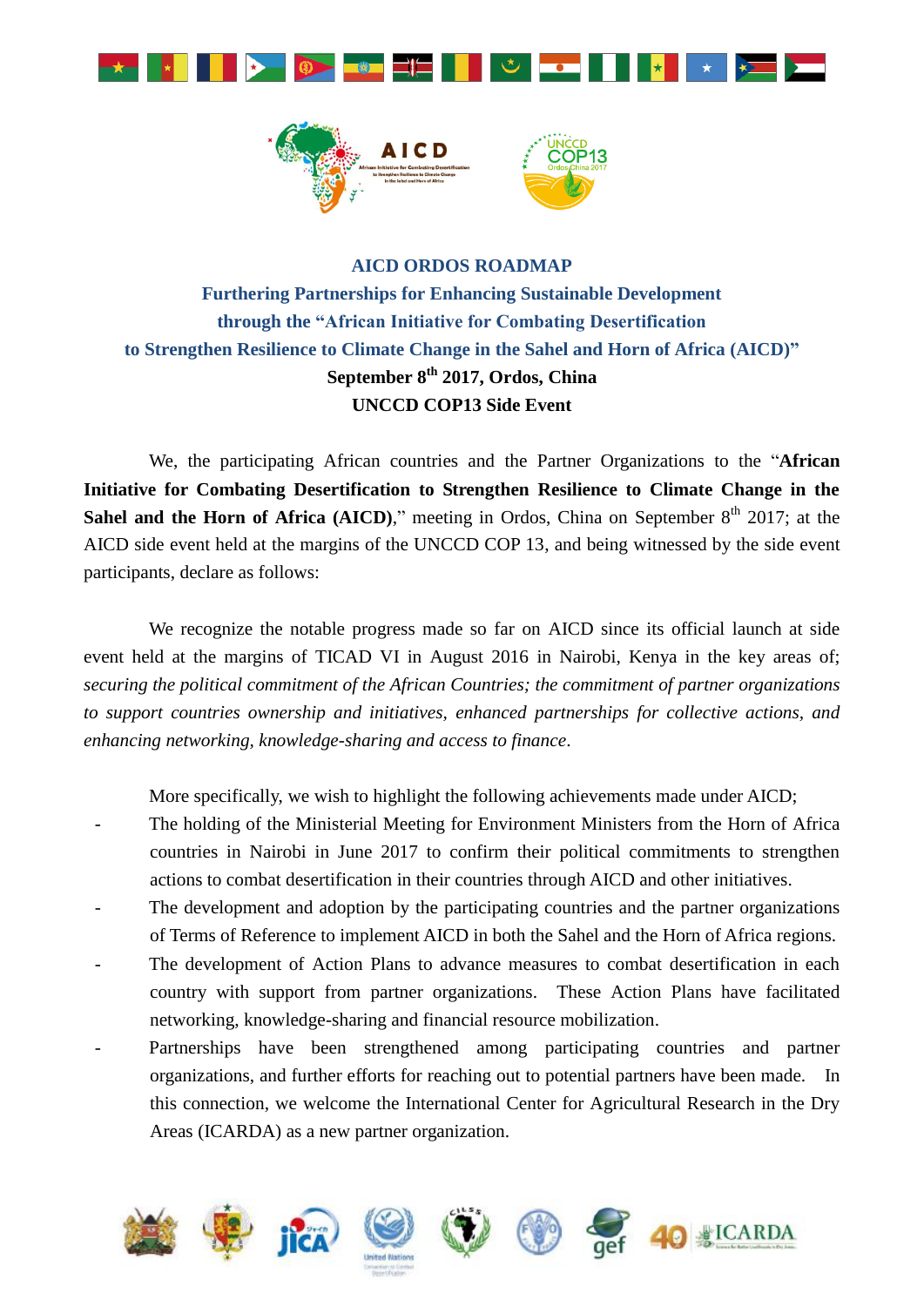# AICD ORDOS ROADMAP

## Furthering Partnerships for Enhancing Sustainable Development through the "African Initiative for Combating Desertification to Strengthen Resilience to Climate Change in the Sahel and Horn of Africa (AICD)"

**September 8th 2017, Ordos, China**

**UNCCD COP13 Side Event**

We, the participating African countries and the Partner Organizations to the "**African Initiative for Combating Desertification to Strengthen Resilience to Climate Change in the Sahel and the Horn of Africa (AICD)**," meeting in Ordos, China on September 8th 2017; at the AICD side event held at the margins of the UNCCD COP 13, and being witnessed by the side event participants, declare as follows:

We recognize the notable progress made so far on AICD since its official launch at side event held at the margins of TICAD VI in August 2016 in Nairobi, Kenya in the key areas of; *securing the political commitment of the African Countries; the commitment of partner organizations to support countries ownership and initiatives, enhanced partnerships for collective actions, and enhancing networking, knowledge-sharing and access to finance*.

More specifically, we wish to highlight the following achievements made under AICD;

- The holding of the Ministerial Meeting for Environment Ministers from the Horn of Africa countries in Nairobi in June 2017 to confirm their political commitments to strengthen actions to combat desertification in their countries through AICD and other initiatives.
- The development and adoption by the participating countries and the partner organizations of Terms of Reference to implement AICD in both the Sahel and the Horn of Africa regions.
- The development of Action Plans to advance measures to combat desertification in each country with support from partner organizations. These Action Plans have facilitated networking, knowledge-sharing and financial resource mobilization.
- Partnerships have been strengthened among participating countries and partner organizations, and further efforts for reaching out to potential partners have been made. In this connection, we welcome the International Center for Agricultural Research in the Dry Areas (ICARDA) as a new partner organization.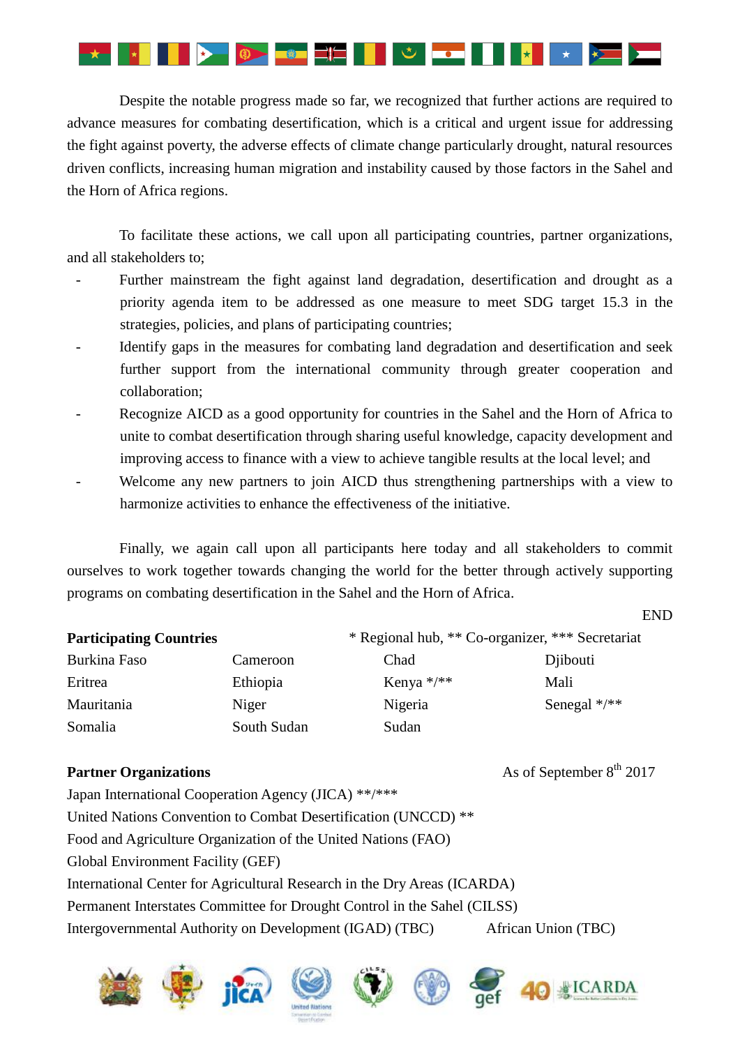Despite the notable progress made so far, we recognized that further actions are required to advance measures for combating desertification, which is a critical and urgent issue for addressing the fight against poverty, the adverse effects of climate change particularly drought, natural resources driven conflicts, increasing human migration and instability caused by those factors in the Sahel and the Horn of Africa regions.

To facilitate these actions, we call upon all participating countries, partner organizations, and all stakeholders to;

- Further mainstream the fight against land degradation, desertification and drought as a priority agenda item to be addressed as one measure to meet SDG target 15.3 in the strategies, policies, and plans of participating countries;
- Identify gaps in the measures for combating land degradation and desertification and seek further support from the international community through greater cooperation and collaboration;
- Recognize AICD as a good opportunity for countries in the Sahel and the Horn of Africa to unite to combat desertification through sharing useful knowledge, capacity development and improving access to finance with a view to achieve tangible results at the local level; and
- Welcome any new partners to join AICD thus strengthening partnerships with a view to harmonize activities to enhance the effectiveness of the initiative.

Finally, we again call upon all participants here today and all stakeholders to commit ourselves to work together towards changing the world for the better through actively supporting programs on combating desertification in the Sahel and the Horn of Africa.

END

**Participating Countries**

* Regional hub, ** Co-organizer, *** Secretariat

| | | | |
|---|---|---|---|
| Burkina Faso | Cameroon | Chad | Djibouti |
| Eritrea | Ethiopia | Kenya */** | Mali |
| Mauritania | Niger | Nigeria | Senegal */** |
| Somalia | South Sudan | Sudan | |

**Partner Organizations**

As of September 8th 2017

Japan International Cooperation Agency (JICA) **/***
United Nations Convention to Combat Desertification (UNCCD) **
Food and Agriculture Organization of the United Nations (FAO)
Global Environment Facility (GEF)
International Center for Agricultural Research in the Dry Areas (ICARDA)
Permanent Interstates Committee for Drought Control in the Sahel (CILSS)
Intergovernmental Authority on Development (IGAD) (TBC)
African Union (TBC)